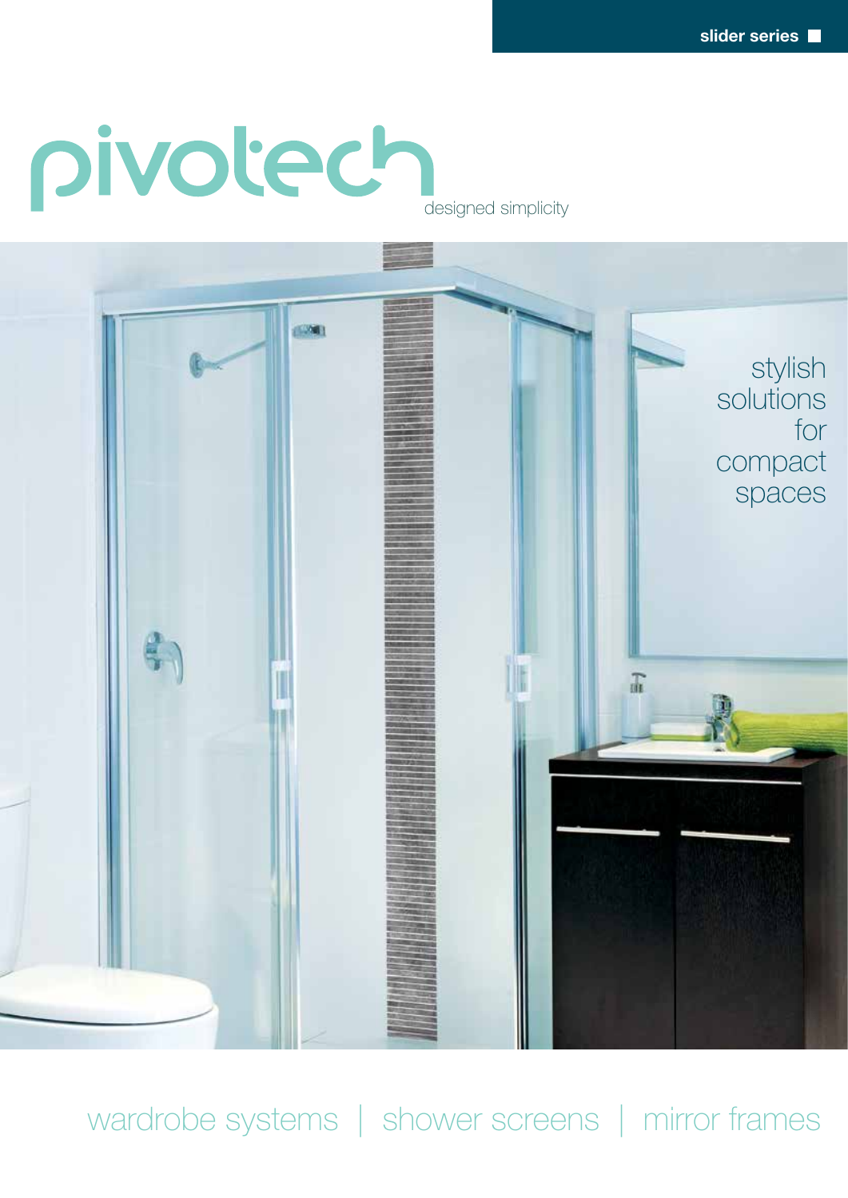slider series

# pivotech

designed simplicity

stylish solutions for compact spaces

wardrobe systems | shower screens | mirror frames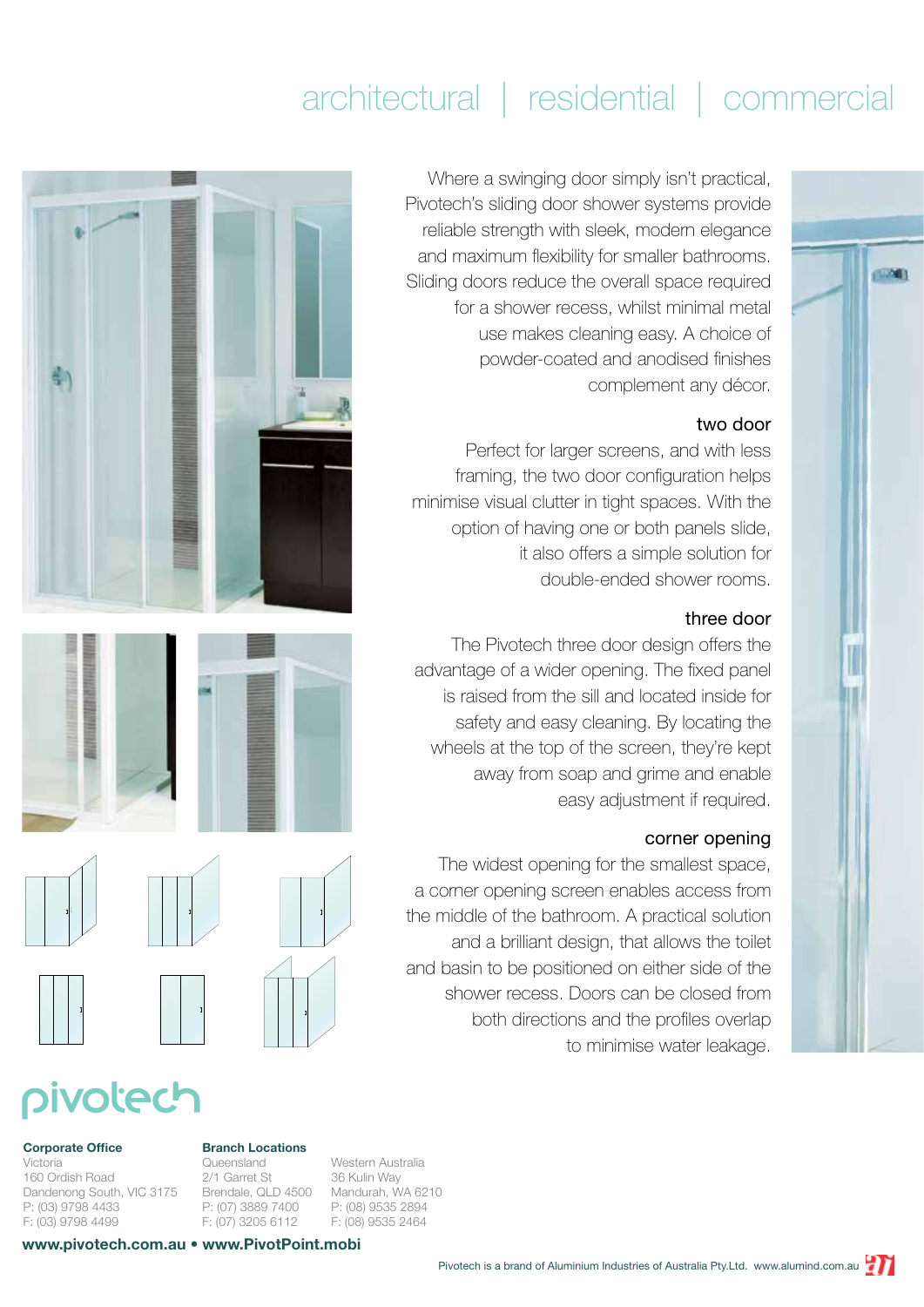architectural | residential | commercial

Where a swinging door simply isn't practical, Pivotech's sliding door shower systems provide reliable strength with sleek, modern elegance and maximum flexibility for smaller bathrooms. Sliding doors reduce the overall space required for a shower recess, whilst minimal metal use makes cleaning easy. A choice of powder-coated and anodised finishes complement any décor.

## two door

Perfect for larger screens, and with less framing, the two door configuration helps minimise visual clutter in tight spaces. With the option of having one or both panels slide, it also offers a simple solution for double-ended shower rooms.

## three door

The Pivotech three door design offers the advantage of a wider opening. The fixed panel is raised from the sill and located inside for safety and easy cleaning. By locating the wheels at the top of the screen, they're kept away from soap and grime and enable easy adjustment if required.

## corner opening

The widest opening for the smallest space, a corner opening screen enables access from the middle of the bathroom. A practical solution and a brilliant design, that allows the toilet and basin to be positioned on either side of the shower recess. Doors can be closed from both directions and the profiles overlap to minimise water leakage.

pivotech

**Corporate Office**
Victoria
160 Ordish Road
Dandenong South, VIC 3175
P: (03) 9798 4433
F: (03) 9798 4499

**Branch Locations**
Queensland
2/1 Garret St
Brendale, QLD 4500
P: (07) 3889 7400
F: (07) 3205 6112

Western Australia
36 Kulin Way
Mandurah, WA 6210
P: (08) 9535 2894
F: (08) 9535 2464

**www.pivotech.com.au • www.PivotPoint.mobi**

Pivotech is a brand of Aluminium Industries of Australia Pty.Ltd. www.alumind.com.au